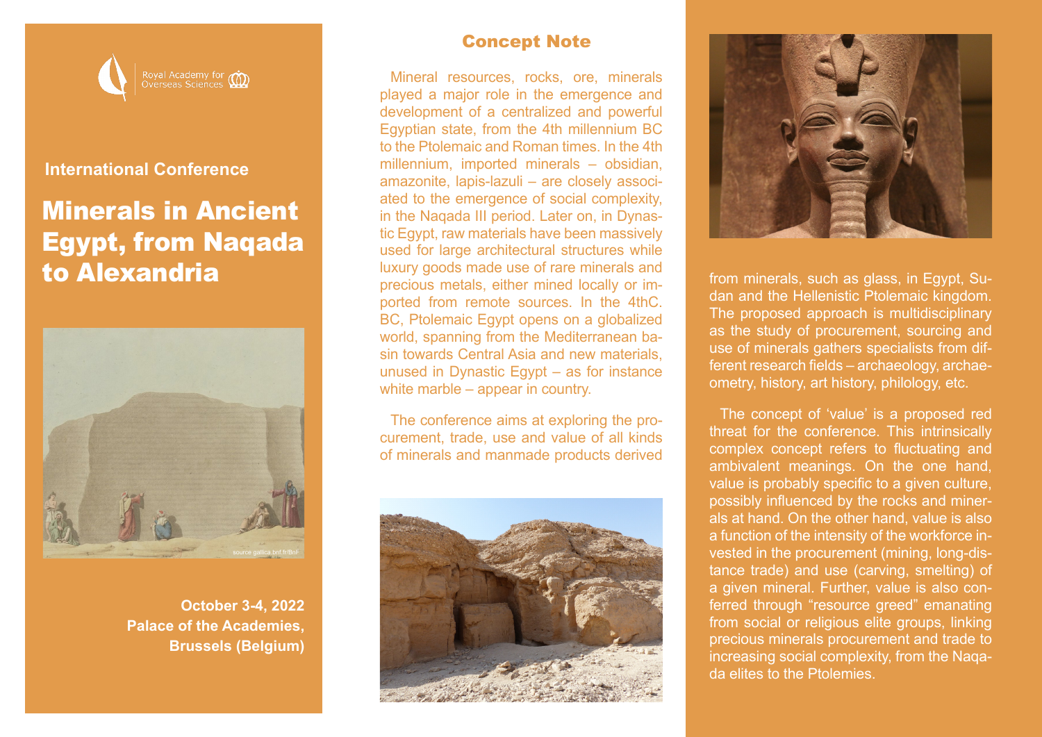Royal Academy for Overseas Sciences

**International Conference**

# Minerals in Ancient Egypt, from Naqada to Alexandria

source gallica.bnf.fr/BnF

**October 3-4, 2022**
**Palace of the Academies,**
**Brussels (Belgium)**

## Concept Note

Mineral resources, rocks, ore, minerals played a major role in the emergence and development of a centralized and powerful Egyptian state, from the 4th millennium BC to the Ptolemaic and Roman times. In the 4th millennium, imported minerals – obsidian, amazonite, lapis-lazuli – are closely associated to the emergence of social complexity, in the Naqada III period. Later on, in Dynastic Egypt, raw materials have been massively used for large architectural structures while luxury goods made use of rare minerals and precious metals, either mined locally or imported from remote sources. In the 4thC. BC, Ptolemaic Egypt opens on a globalized world, spanning from the Mediterranean basin towards Central Asia and new materials, unused in Dynastic Egypt – as for instance white marble – appear in country.

The conference aims at exploring the procurement, trade, use and value of all kinds of minerals and manmade products derived from minerals, such as glass, in Egypt, Sudan and the Hellenistic Ptolemaic kingdom. The proposed approach is multidisciplinary as the study of procurement, sourcing and use of minerals gathers specialists from different research fields – archaeology, archaeometry, history, art history, philology, etc.

The concept of 'value' is a proposed red threat for the conference. This intrinsically complex concept refers to fluctuating and ambivalent meanings. On the one hand, value is probably specific to a given culture, possibly influenced by the rocks and minerals at hand. On the other hand, value is also a function of the intensity of the workforce invested in the procurement (mining, long-distance trade) and use (carving, smelting) of a given mineral. Further, value is also conferred through "resource greed" emanating from social or religious elite groups, linking precious minerals procurement and trade to increasing social complexity, from the Naqada elites to the Ptolemies.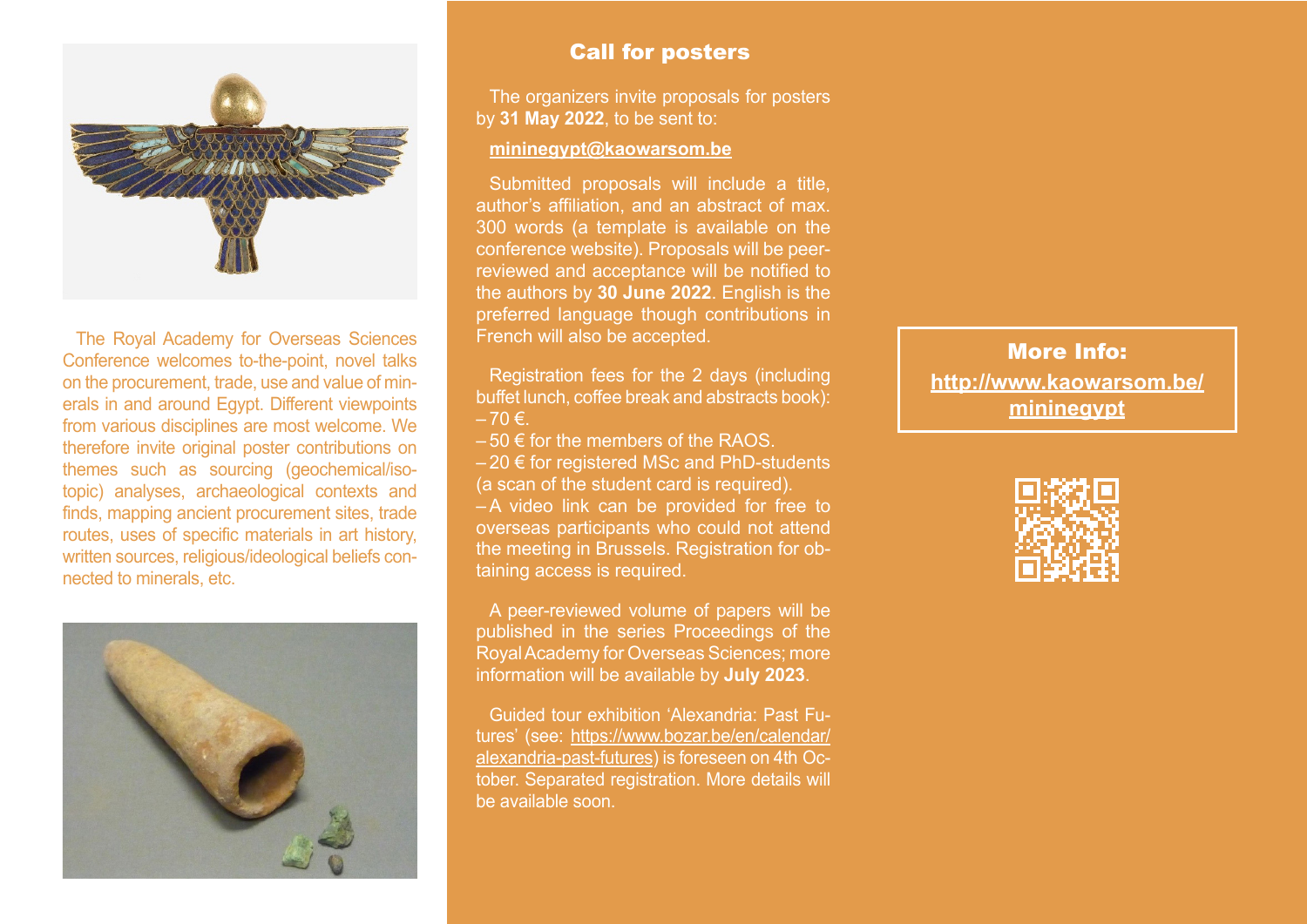The Royal Academy for Overseas Sciences Conference welcomes to-the-point, novel talks on the procurement, trade, use and value of minerals in and around Egypt. Different viewpoints from various disciplines are most welcome. We therefore invite original poster contributions on themes such as sourcing (geochemical/isotopic) analyses, archaeological contexts and finds, mapping ancient procurement sites, trade routes, uses of specific materials in art history, written sources, religious/ideological beliefs connected to minerals, etc.

## Call for posters

The organizers invite proposals for posters by **31 May 2022**, to be sent to:

**mininegypt@kaowarsom.be**

Submitted proposals will include a title, author's affiliation, and an abstract of max. 300 words (a template is available on the conference website). Proposals will be peer-reviewed and acceptance will be notified to the authors by **30 June 2022**. English is the preferred language though contributions in French will also be accepted.

Registration fees for the 2 days (including buffet lunch, coffee break and abstracts book):

– 70 €.
– 50 € for the members of the RAOS.
– 20 € for registered MSc and PhD-students (a scan of the student card is required).
– A video link can be provided for free to overseas participants who could not attend the meeting in Brussels. Registration for obtaining access is required.

A peer-reviewed volume of papers will be published in the series Proceedings of the Royal Academy for Overseas Sciences; more information will be available by **July 2023**.

Guided tour exhibition 'Alexandria: Past Futures' (see: https://www.bozar.be/en/calendar/alexandria-past-futures) is foreseen on 4th October. Separated registration. More details will be available soon.

**More Info:**
**http://www.kaowarsom.be/mininegypt**